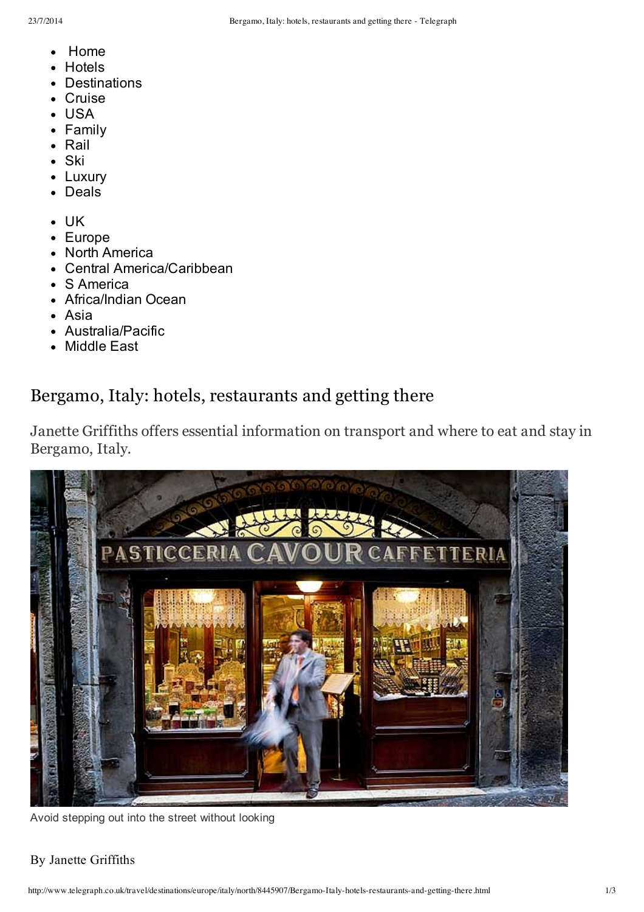- Home
- Hotels
- Destinations
- Cruise
- USA
- Family
- Rail
- Ski
- Luxury
- Deals

- UK
- Europe
- North America
- Central America/Caribbean
- S America
- Africa/Indian Ocean
- Asia
- Australia/Pacific
- Middle East

# Bergamo, Italy: hotels, restaurants and getting there

Janette Griffiths offers essential information on transport and where to eat and stay in Bergamo, Italy.

Avoid stepping out into the street without looking

By Janette Griffiths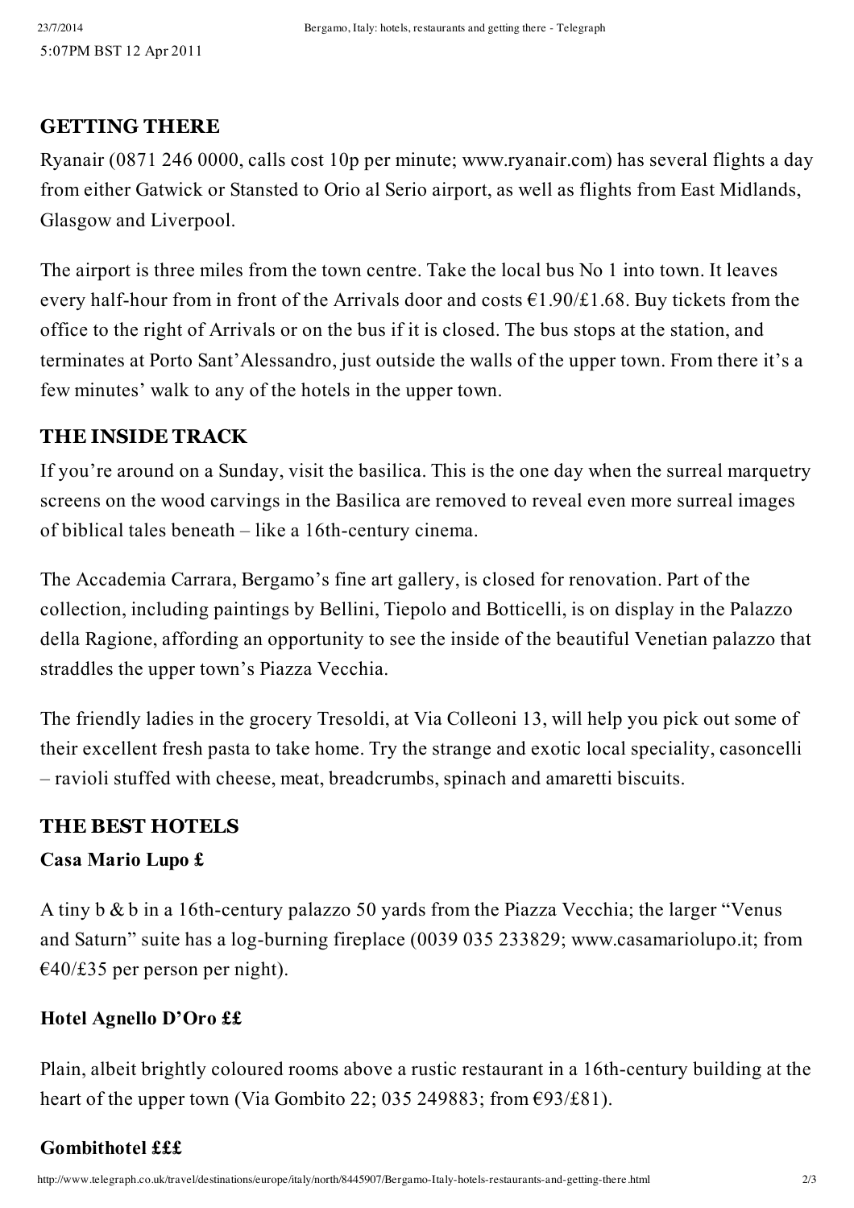5:07PM BST 12 Apr 2011

## GETTING THERE

Ryanair (0871 246 0000, calls cost 10p per minute; www.ryanair.com) has several flights a day from either Gatwick or Stansted to Orio al Serio airport, as well as flights from East Midlands, Glasgow and Liverpool.

The airport is three miles from the town centre. Take the local bus No 1 into town. It leaves every half-hour from in front of the Arrivals door and costs €1.90/£1.68. Buy tickets from the office to the right of Arrivals or on the bus if it is closed. The bus stops at the station, and terminates at Porto Sant'Alessandro, just outside the walls of the upper town. From there it's a few minutes' walk to any of the hotels in the upper town.

## THE INSIDE TRACK

If you're around on a Sunday, visit the basilica. This is the one day when the surreal marquetry screens on the wood carvings in the Basilica are removed to reveal even more surreal images of biblical tales beneath – like a 16th-century cinema.

The Accademia Carrara, Bergamo's fine art gallery, is closed for renovation. Part of the collection, including paintings by Bellini, Tiepolo and Botticelli, is on display in the Palazzo della Ragione, affording an opportunity to see the inside of the beautiful Venetian palazzo that straddles the upper town's Piazza Vecchia.

The friendly ladies in the grocery Tresoldi, at Via Colleoni 13, will help you pick out some of their excellent fresh pasta to take home. Try the strange and exotic local speciality, casoncelli – ravioli stuffed with cheese, meat, breadcrumbs, spinach and amaretti biscuits.

## THE BEST HOTELS

### Casa Mario Lupo £

A tiny b & b in a 16th-century palazzo 50 yards from the Piazza Vecchia; the larger "Venus and Saturn" suite has a log-burning fireplace (0039 035 233829; www.casamariolupo.it; from €40/£35 per person per night).

### Hotel Agnello D'Oro ££

Plain, albeit brightly coloured rooms above a rustic restaurant in a 16th-century building at the heart of the upper town (Via Gombito 22; 035 249883; from €93/£81).

### Gombithotel £££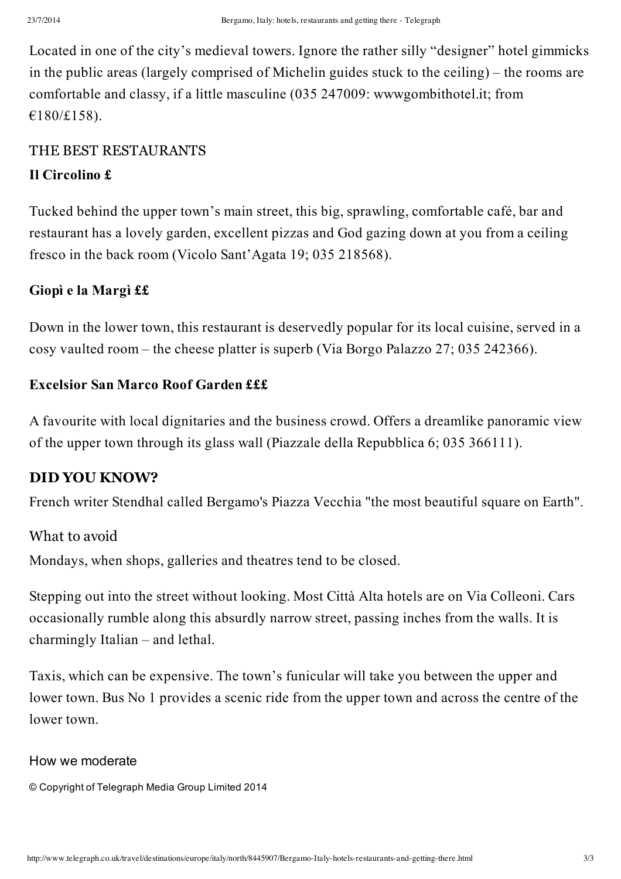Located in one of the city's medieval towers. Ignore the rather silly "designer" hotel gimmicks in the public areas (largely comprised of Michelin guides stuck to the ceiling) – the rooms are comfortable and classy, if a little masculine (035 247009: wwwgombithotel.it; from €180/£158).

## THE BEST RESTAURANTS

### Il Circolino £

Tucked behind the upper town's main street, this big, sprawling, comfortable café, bar and restaurant has a lovely garden, excellent pizzas and God gazing down at you from a ceiling fresco in the back room (Vicolo Sant'Agata 19; 035 218568).

### Giopì e la Margì ££

Down in the lower town, this restaurant is deservedly popular for its local cuisine, served in a cosy vaulted room – the cheese platter is superb (Via Borgo Palazzo 27; 035 242366).

### Excelsior San Marco Roof Garden £££

A favourite with local dignitaries and the business crowd. Offers a dreamlike panoramic view of the upper town through its glass wall (Piazzale della Repubblica 6; 035 366111).

## DID YOU KNOW?

French writer Stendhal called Bergamo's Piazza Vecchia "the most beautiful square on Earth".

## What to avoid

Mondays, when shops, galleries and theatres tend to be closed.

Stepping out into the street without looking. Most Città Alta hotels are on Via Colleoni. Cars occasionally rumble along this absurdly narrow street, passing inches from the walls. It is charmingly Italian – and lethal.

Taxis, which can be expensive. The town's funicular will take you between the upper and lower town. Bus No 1 provides a scenic ride from the upper town and across the centre of the lower town.

How we moderate

© Copyright of Telegraph Media Group Limited 2014